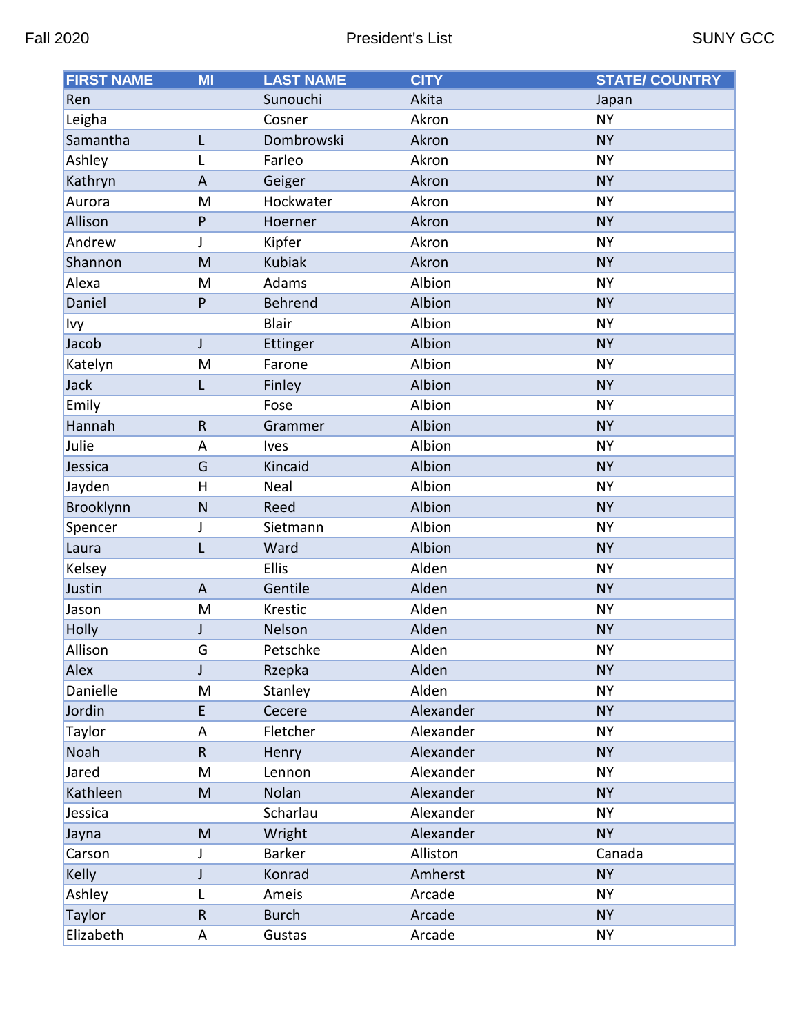Fall 2020 President's List SUNY GCC

| FIRST NAME | MI | LAST NAME | CITY | STATE/ COUNTRY |
|---|---|---|---|---|
| Ren | | Sunouchi | Akita | Japan |
| Leigha | | Cosner | Akron | NY |
| Samantha | L | Dombrowski | Akron | NY |
| Ashley | L | Farleo | Akron | NY |
| Kathryn | A | Geiger | Akron | NY |
| Aurora | M | Hockwater | Akron | NY |
| Allison | P | Hoerner | Akron | NY |
| Andrew | J | Kipfer | Akron | NY |
| Shannon | M | Kubiak | Akron | NY |
| Alexa | M | Adams | Albion | NY |
| Daniel | P | Behrend | Albion | NY |
| Ivy | | Blair | Albion | NY |
| Jacob | J | Ettinger | Albion | NY |
| Katelyn | M | Farone | Albion | NY |
| Jack | L | Finley | Albion | NY |
| Emily | | Fose | Albion | NY |
| Hannah | R | Grammer | Albion | NY |
| Julie | A | Ives | Albion | NY |
| Jessica | G | Kincaid | Albion | NY |
| Jayden | H | Neal | Albion | NY |
| Brooklynn | N | Reed | Albion | NY |
| Spencer | J | Sietmann | Albion | NY |
| Laura | L | Ward | Albion | NY |
| Kelsey | | Ellis | Alden | NY |
| Justin | A | Gentile | Alden | NY |
| Jason | M | Krestic | Alden | NY |
| Holly | J | Nelson | Alden | NY |
| Allison | G | Petschke | Alden | NY |
| Alex | J | Rzepka | Alden | NY |
| Danielle | M | Stanley | Alden | NY |
| Jordin | E | Cecere | Alexander | NY |
| Taylor | A | Fletcher | Alexander | NY |
| Noah | R | Henry | Alexander | NY |
| Jared | M | Lennon | Alexander | NY |
| Kathleen | M | Nolan | Alexander | NY |
| Jessica | | Scharlau | Alexander | NY |
| Jayna | M | Wright | Alexander | NY |
| Carson | J | Barker | Alliston | Canada |
| Kelly | J | Konrad | Amherst | NY |
| Ashley | L | Ameis | Arcade | NY |
| Taylor | R | Burch | Arcade | NY |
| Elizabeth | A | Gustas | Arcade | NY |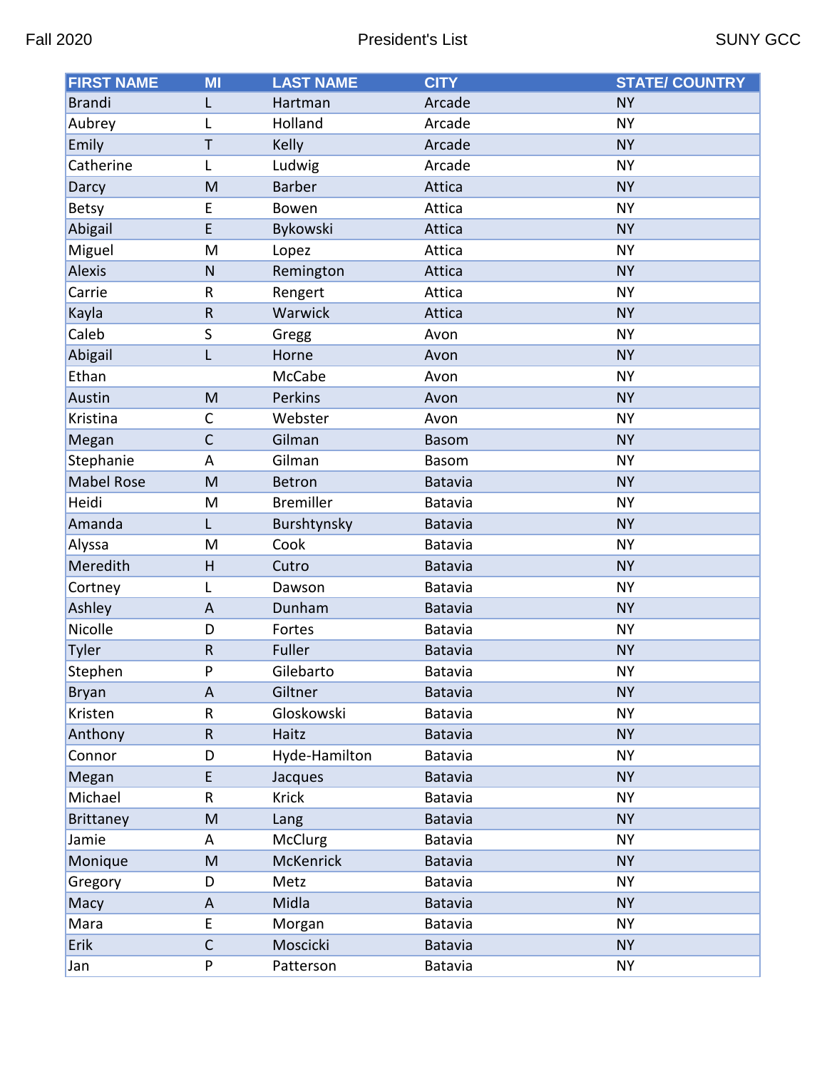| FIRST NAME | MI | LAST NAME | CITY | STATE/ COUNTRY |
|---|---|---|---|---|
| Brandi | L | Hartman | Arcade | NY |
| Aubrey | L | Holland | Arcade | NY |
| Emily | T | Kelly | Arcade | NY |
| Catherine | L | Ludwig | Arcade | NY |
| Darcy | M | Barber | Attica | NY |
| Betsy | E | Bowen | Attica | NY |
| Abigail | E | Bykowski | Attica | NY |
| Miguel | M | Lopez | Attica | NY |
| Alexis | N | Remington | Attica | NY |
| Carrie | R | Rengert | Attica | NY |
| Kayla | R | Warwick | Attica | NY |
| Caleb | S | Gregg | Avon | NY |
| Abigail | L | Horne | Avon | NY |
| Ethan | | McCabe | Avon | NY |
| Austin | M | Perkins | Avon | NY |
| Kristina | C | Webster | Avon | NY |
| Megan | C | Gilman | Basom | NY |
| Stephanie | A | Gilman | Basom | NY |
| Mabel Rose | M | Betron | Batavia | NY |
| Heidi | M | Bremiller | Batavia | NY |
| Amanda | L | Burshtynsky | Batavia | NY |
| Alyssa | M | Cook | Batavia | NY |
| Meredith | H | Cutro | Batavia | NY |
| Cortney | L | Dawson | Batavia | NY |
| Ashley | A | Dunham | Batavia | NY |
| Nicolle | D | Fortes | Batavia | NY |
| Tyler | R | Fuller | Batavia | NY |
| Stephen | P | Gilebarto | Batavia | NY |
| Bryan | A | Giltner | Batavia | NY |
| Kristen | R | Gloskowski | Batavia | NY |
| Anthony | R | Haitz | Batavia | NY |
| Connor | D | Hyde-Hamilton | Batavia | NY |
| Megan | E | Jacques | Batavia | NY |
| Michael | R | Krick | Batavia | NY |
| Brittaney | M | Lang | Batavia | NY |
| Jamie | A | McClurg | Batavia | NY |
| Monique | M | McKenrick | Batavia | NY |
| Gregory | D | Metz | Batavia | NY |
| Macy | A | Midla | Batavia | NY |
| Mara | E | Morgan | Batavia | NY |
| Erik | C | Moscicki | Batavia | NY |
| Jan | P | Patterson | Batavia | NY |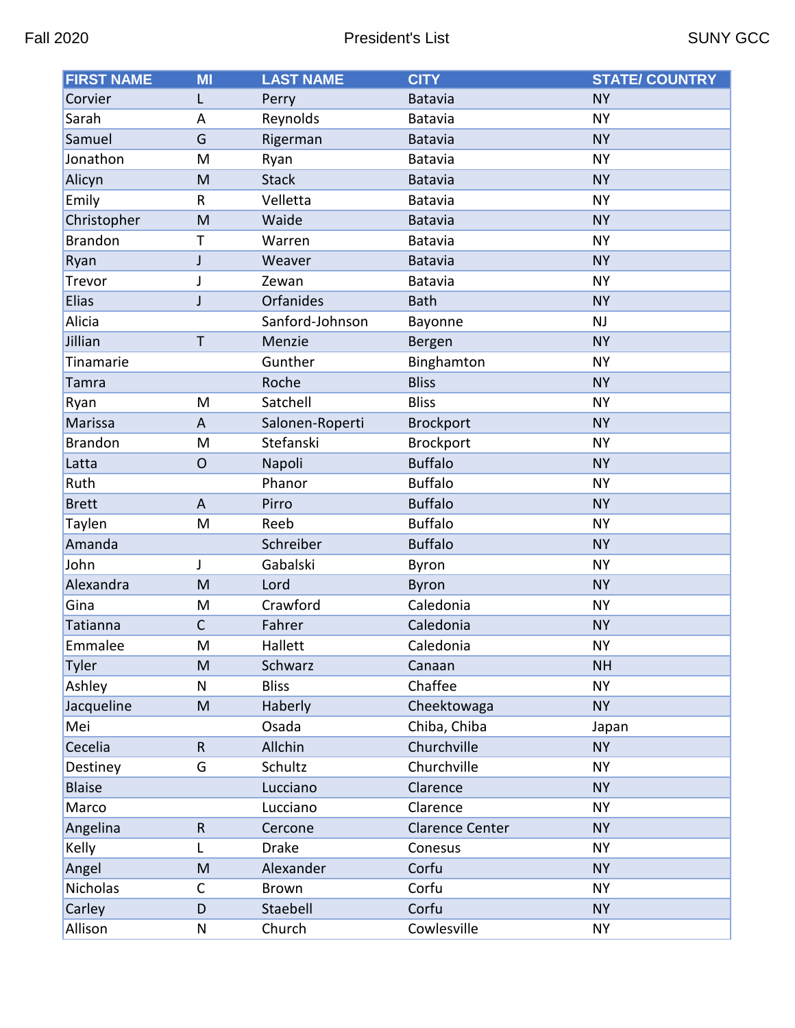| FIRST NAME | MI | LAST NAME | CITY | STATE/ COUNTRY |
|---|---|---|---|---|
| Corvier | L | Perry | Batavia | NY |
| Sarah | A | Reynolds | Batavia | NY |
| Samuel | G | Rigerman | Batavia | NY |
| Jonathon | M | Ryan | Batavia | NY |
| Alicyn | M | Stack | Batavia | NY |
| Emily | R | Velletta | Batavia | NY |
| Christopher | M | Waide | Batavia | NY |
| Brandon | T | Warren | Batavia | NY |
| Ryan | J | Weaver | Batavia | NY |
| Trevor | J | Zewan | Batavia | NY |
| Elias | J | Orfanides | Bath | NY |
| Alicia | | Sanford-Johnson | Bayonne | NJ |
| Jillian | T | Menzie | Bergen | NY |
| Tinamarie | | Gunther | Binghamton | NY |
| Tamra | | Roche | Bliss | NY |
| Ryan | M | Satchell | Bliss | NY |
| Marissa | A | Salonen-Roperti | Brockport | NY |
| Brandon | M | Stefanski | Brockport | NY |
| Latta | O | Napoli | Buffalo | NY |
| Ruth | | Phanor | Buffalo | NY |
| Brett | A | Pirro | Buffalo | NY |
| Taylen | M | Reeb | Buffalo | NY |
| Amanda | | Schreiber | Buffalo | NY |
| John | J | Gabalski | Byron | NY |
| Alexandra | M | Lord | Byron | NY |
| Gina | M | Crawford | Caledonia | NY |
| Tatianna | C | Fahrer | Caledonia | NY |
| Emmalee | M | Hallett | Caledonia | NY |
| Tyler | M | Schwarz | Canaan | NH |
| Ashley | N | Bliss | Chaffee | NY |
| Jacqueline | M | Haberly | Cheektowaga | NY |
| Mei | | Osada | Chiba, Chiba | Japan |
| Cecelia | R | Allchin | Churchville | NY |
| Destiney | G | Schultz | Churchville | NY |
| Blaise | | Lucciano | Clarence | NY |
| Marco | | Lucciano | Clarence | NY |
| Angelina | R | Cercone | Clarence Center | NY |
| Kelly | L | Drake | Conesus | NY |
| Angel | M | Alexander | Corfu | NY |
| Nicholas | C | Brown | Corfu | NY |
| Carley | D | Staebell | Corfu | NY |
| Allison | N | Church | Cowlesville | NY |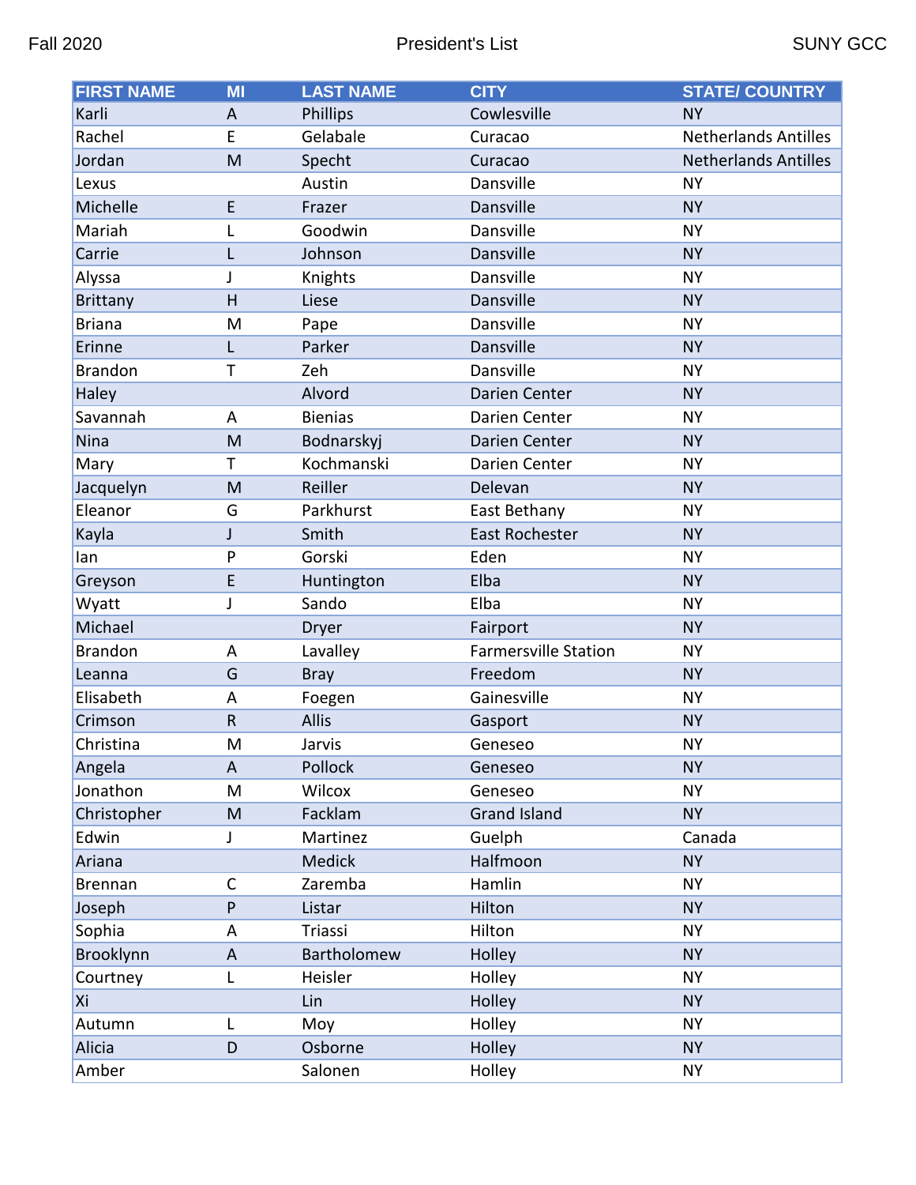| FIRST NAME | MI | LAST NAME | CITY | STATE/ COUNTRY |
|---|---|---|---|---|
| Karli | A | Phillips | Cowlesville | NY |
| Rachel | E | Gelabale | Curacao | Netherlands Antilles |
| Jordan | M | Specht | Curacao | Netherlands Antilles |
| Lexus | | Austin | Dansville | NY |
| Michelle | E | Frazer | Dansville | NY |
| Mariah | L | Goodwin | Dansville | NY |
| Carrie | L | Johnson | Dansville | NY |
| Alyssa | J | Knights | Dansville | NY |
| Brittany | H | Liese | Dansville | NY |
| Briana | M | Pape | Dansville | NY |
| Erinne | L | Parker | Dansville | NY |
| Brandon | T | Zeh | Dansville | NY |
| Haley | | Alvord | Darien Center | NY |
| Savannah | A | Bienias | Darien Center | NY |
| Nina | M | Bodnarskyj | Darien Center | NY |
| Mary | T | Kochmanski | Darien Center | NY |
| Jacquelyn | M | Reiller | Delevan | NY |
| Eleanor | G | Parkhurst | East Bethany | NY |
| Kayla | J | Smith | East Rochester | NY |
| Ian | P | Gorski | Eden | NY |
| Greyson | E | Huntington | Elba | NY |
| Wyatt | J | Sando | Elba | NY |
| Michael | | Dryer | Fairport | NY |
| Brandon | A | Lavalley | Farmersville Station | NY |
| Leanna | G | Bray | Freedom | NY |
| Elisabeth | A | Foegen | Gainesville | NY |
| Crimson | R | Allis | Gasport | NY |
| Christina | M | Jarvis | Geneseo | NY |
| Angela | A | Pollock | Geneseo | NY |
| Jonathon | M | Wilcox | Geneseo | NY |
| Christopher | M | Facklam | Grand Island | NY |
| Edwin | J | Martinez | Guelph | Canada |
| Ariana | | Medick | Halfmoon | NY |
| Brennan | C | Zaremba | Hamlin | NY |
| Joseph | P | Listar | Hilton | NY |
| Sophia | A | Triassi | Hilton | NY |
| Brooklynn | A | Bartholomew | Holley | NY |
| Courtney | L | Heisler | Holley | NY |
| Xi | | Lin | Holley | NY |
| Autumn | L | Moy | Holley | NY |
| Alicia | D | Osborne | Holley | NY |
| Amber | | Salonen | Holley | NY |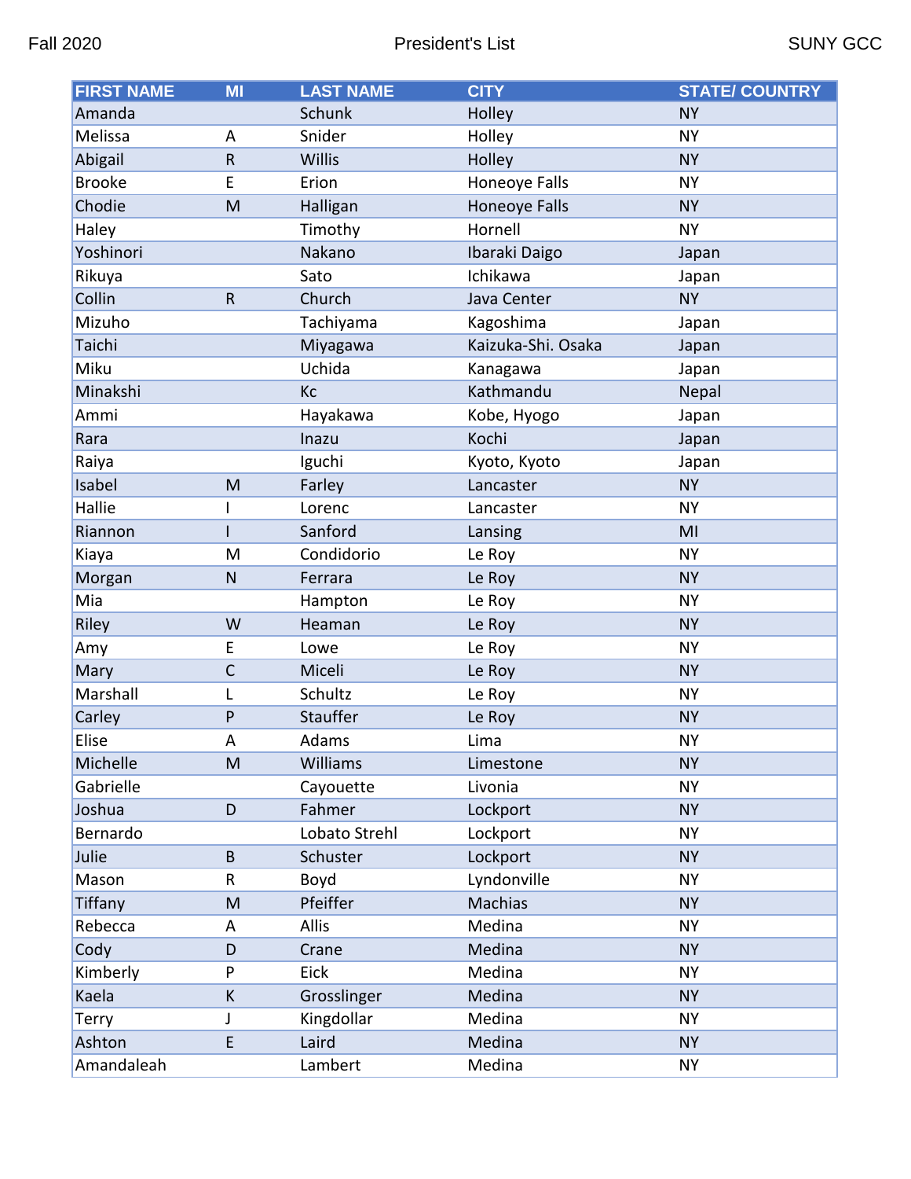| FIRST NAME | MI | LAST NAME | CITY | STATE/ COUNTRY |
|---|---|---|---|---|
| Amanda | | Schunk | Holley | NY |
| Melissa | A | Snider | Holley | NY |
| Abigail | R | Willis | Holley | NY |
| Brooke | E | Erion | Honeoye Falls | NY |
| Chodie | M | Halligan | Honeoye Falls | NY |
| Haley | | Timothy | Hornell | NY |
| Yoshinori | | Nakano | Ibaraki Daigo | Japan |
| Rikuya | | Sato | Ichikawa | Japan |
| Collin | R | Church | Java Center | NY |
| Mizuho | | Tachiyama | Kagoshima | Japan |
| Taichi | | Miyagawa | Kaizuka-Shi. Osaka | Japan |
| Miku | | Uchida | Kanagawa | Japan |
| Minakshi | | Kc | Kathmandu | Nepal |
| Ammi | | Hayakawa | Kobe, Hyogo | Japan |
| Rara | | Inazu | Kochi | Japan |
| Raiya | | Iguchi | Kyoto, Kyoto | Japan |
| Isabel | M | Farley | Lancaster | NY |
| Hallie | I | Lorenc | Lancaster | NY |
| Riannon | I | Sanford | Lansing | MI |
| Kiaya | M | Condidorio | Le Roy | NY |
| Morgan | N | Ferrara | Le Roy | NY |
| Mia | | Hampton | Le Roy | NY |
| Riley | W | Heaman | Le Roy | NY |
| Amy | E | Lowe | Le Roy | NY |
| Mary | C | Miceli | Le Roy | NY |
| Marshall | L | Schultz | Le Roy | NY |
| Carley | P | Stauffer | Le Roy | NY |
| Elise | A | Adams | Lima | NY |
| Michelle | M | Williams | Limestone | NY |
| Gabrielle | | Cayouette | Livonia | NY |
| Joshua | D | Fahmer | Lockport | NY |
| Bernardo | | Lobato Strehl | Lockport | NY |
| Julie | B | Schuster | Lockport | NY |
| Mason | R | Boyd | Lyndonville | NY |
| Tiffany | M | Pfeiffer | Machias | NY |
| Rebecca | A | Allis | Medina | NY |
| Cody | D | Crane | Medina | NY |
| Kimberly | P | Eick | Medina | NY |
| Kaela | K | Grosslinger | Medina | NY |
| Terry | J | Kingdollar | Medina | NY |
| Ashton | E | Laird | Medina | NY |
| Amandaleah | | Lambert | Medina | NY |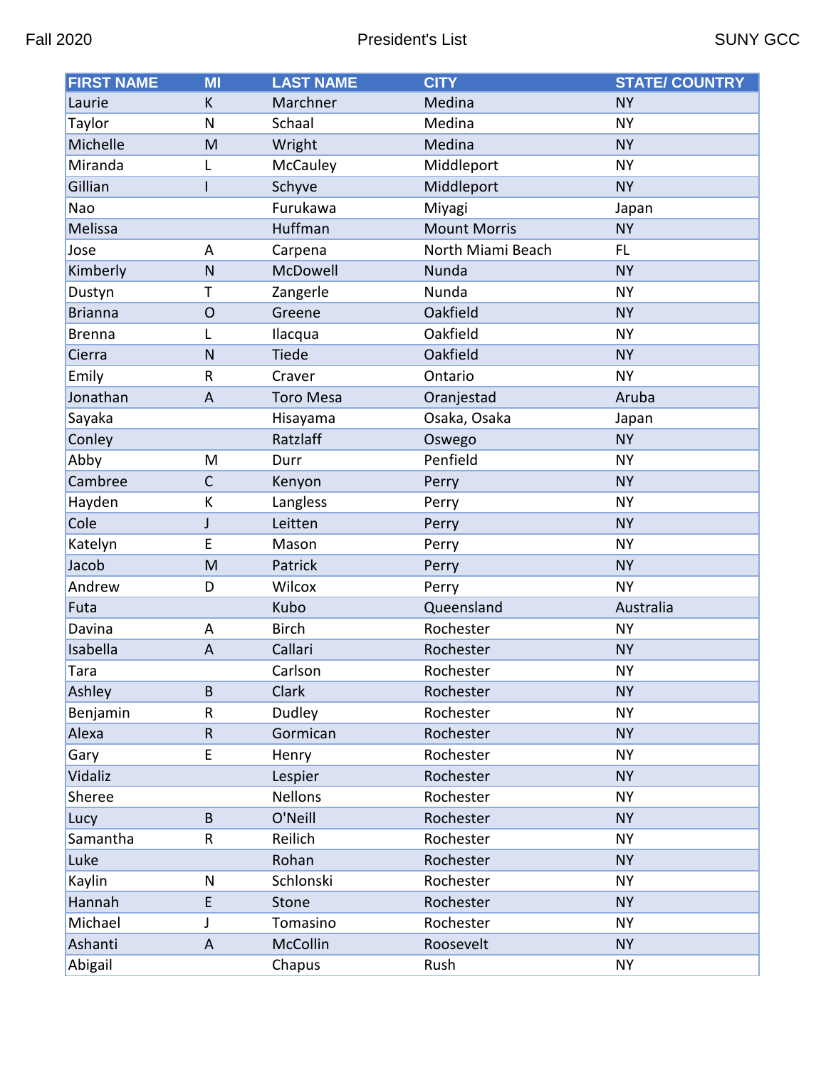| FIRST NAME | MI | LAST NAME | CITY | STATE/ COUNTRY |
|---|---|---|---|---|
| Laurie | K | Marchner | Medina | NY |
| Taylor | N | Schaal | Medina | NY |
| Michelle | M | Wright | Medina | NY |
| Miranda | L | McCauley | Middleport | NY |
| Gillian | I | Schyve | Middleport | NY |
| Nao | | Furukawa | Miyagi | Japan |
| Melissa | | Huffman | Mount Morris | NY |
| Jose | A | Carpena | North Miami Beach | FL |
| Kimberly | N | McDowell | Nunda | NY |
| Dustyn | T | Zangerle | Nunda | NY |
| Brianna | O | Greene | Oakfield | NY |
| Brenna | L | Ilacqua | Oakfield | NY |
| Cierra | N | Tiede | Oakfield | NY |
| Emily | R | Craver | Ontario | NY |
| Jonathan | A | Toro Mesa | Oranjestad | Aruba |
| Sayaka | | Hisayama | Osaka, Osaka | Japan |
| Conley | | Ratzlaff | Oswego | NY |
| Abby | M | Durr | Penfield | NY |
| Cambree | C | Kenyon | Perry | NY |
| Hayden | K | Langless | Perry | NY |
| Cole | J | Leitten | Perry | NY |
| Katelyn | E | Mason | Perry | NY |
| Jacob | M | Patrick | Perry | NY |
| Andrew | D | Wilcox | Perry | NY |
| Futa | | Kubo | Queensland | Australia |
| Davina | A | Birch | Rochester | NY |
| Isabella | A | Callari | Rochester | NY |
| Tara | | Carlson | Rochester | NY |
| Ashley | B | Clark | Rochester | NY |
| Benjamin | R | Dudley | Rochester | NY |
| Alexa | R | Gormican | Rochester | NY |
| Gary | E | Henry | Rochester | NY |
| Vidaliz | | Lespier | Rochester | NY |
| Sheree | | Nellons | Rochester | NY |
| Lucy | B | O'Neill | Rochester | NY |
| Samantha | R | Reilich | Rochester | NY |
| Luke | | Rohan | Rochester | NY |
| Kaylin | N | Schlonski | Rochester | NY |
| Hannah | E | Stone | Rochester | NY |
| Michael | J | Tomasino | Rochester | NY |
| Ashanti | A | McCollin | Roosevelt | NY |
| Abigail | | Chapus | Rush | NY |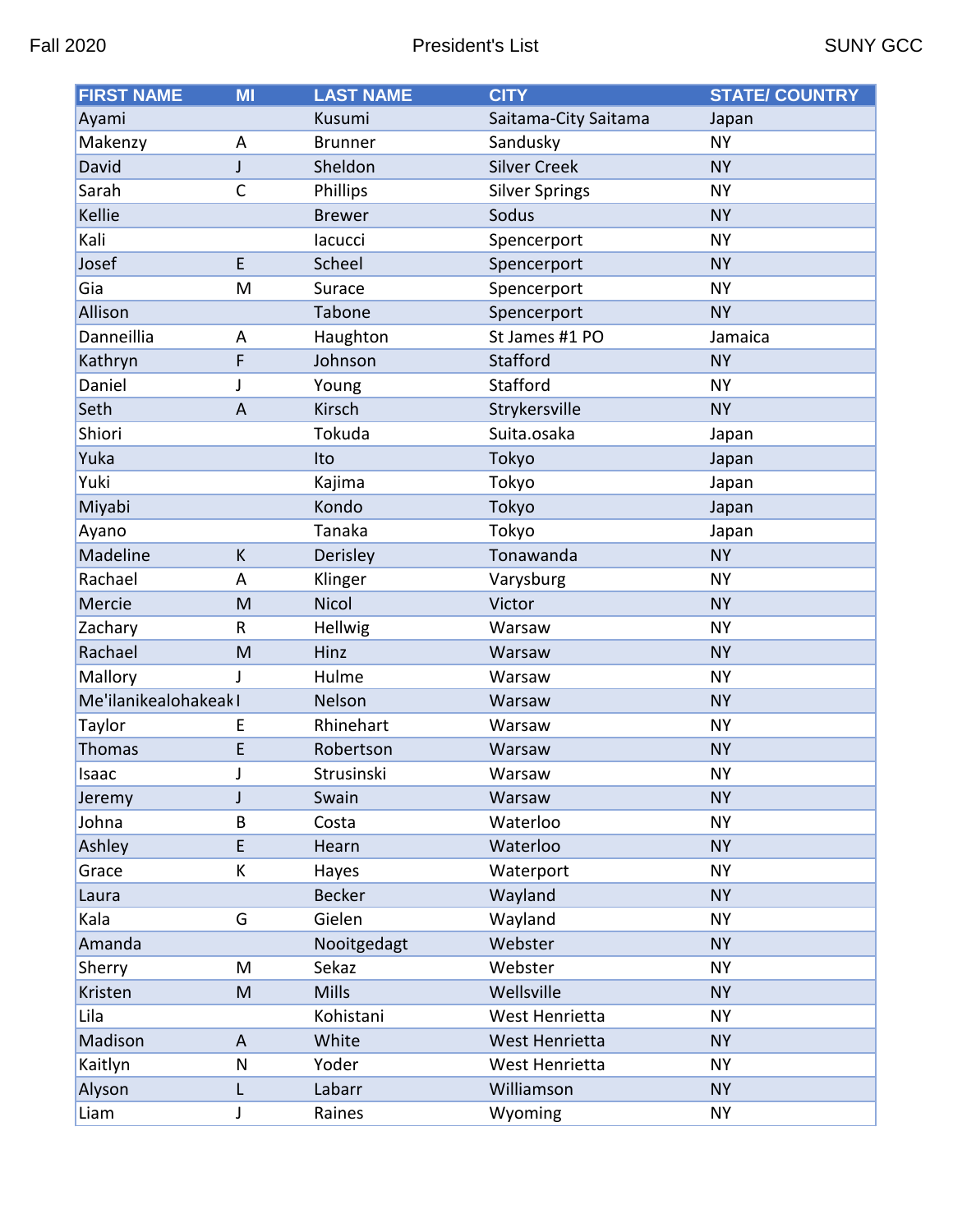| FIRST NAME | MI | LAST NAME | CITY | STATE/ COUNTRY |
|---|---|---|---|---|
| Ayami | | Kusumi | Saitama-City Saitama | Japan |
| Makenzy | A | Brunner | Sandusky | NY |
| David | J | Sheldon | Silver Creek | NY |
| Sarah | C | Phillips | Silver Springs | NY |
| Kellie | | Brewer | Sodus | NY |
| Kali | | Iacucci | Spencerport | NY |
| Josef | E | Scheel | Spencerport | NY |
| Gia | M | Surace | Spencerport | NY |
| Allison | | Tabone | Spencerport | NY |
| Danneillia | A | Haughton | St James #1 PO | Jamaica |
| Kathryn | F | Johnson | Stafford | NY |
| Daniel | J | Young | Stafford | NY |
| Seth | A | Kirsch | Strykersville | NY |
| Shiori | | Tokuda | Suita.osaka | Japan |
| Yuka | | Ito | Tokyo | Japan |
| Yuki | | Kajima | Tokyo | Japan |
| Miyabi | | Kondo | Tokyo | Japan |
| Ayano | | Tanaka | Tokyo | Japan |
| Madeline | K | Derisley | Tonawanda | NY |
| Rachael | A | Klinger | Varysburg | NY |
| Mercie | M | Nicol | Victor | NY |
| Zachary | R | Hellwig | Warsaw | NY |
| Rachael | M | Hinz | Warsaw | NY |
| Mallory | J | Hulme | Warsaw | NY |
| Me'ilanikealohakeak | I | Nelson | Warsaw | NY |
| Taylor | E | Rhinehart | Warsaw | NY |
| Thomas | E | Robertson | Warsaw | NY |
| Isaac | J | Strusinski | Warsaw | NY |
| Jeremy | J | Swain | Warsaw | NY |
| Johna | B | Costa | Waterloo | NY |
| Ashley | E | Hearn | Waterloo | NY |
| Grace | K | Hayes | Waterport | NY |
| Laura | | Becker | Wayland | NY |
| Kala | G | Gielen | Wayland | NY |
| Amanda | | Nooitgedagt | Webster | NY |
| Sherry | M | Sekaz | Webster | NY |
| Kristen | M | Mills | Wellsville | NY |
| Lila | | Kohistani | West Henrietta | NY |
| Madison | A | White | West Henrietta | NY |
| Kaitlyn | N | Yoder | West Henrietta | NY |
| Alyson | L | Labarr | Williamson | NY |
| Liam | J | Raines | Wyoming | NY |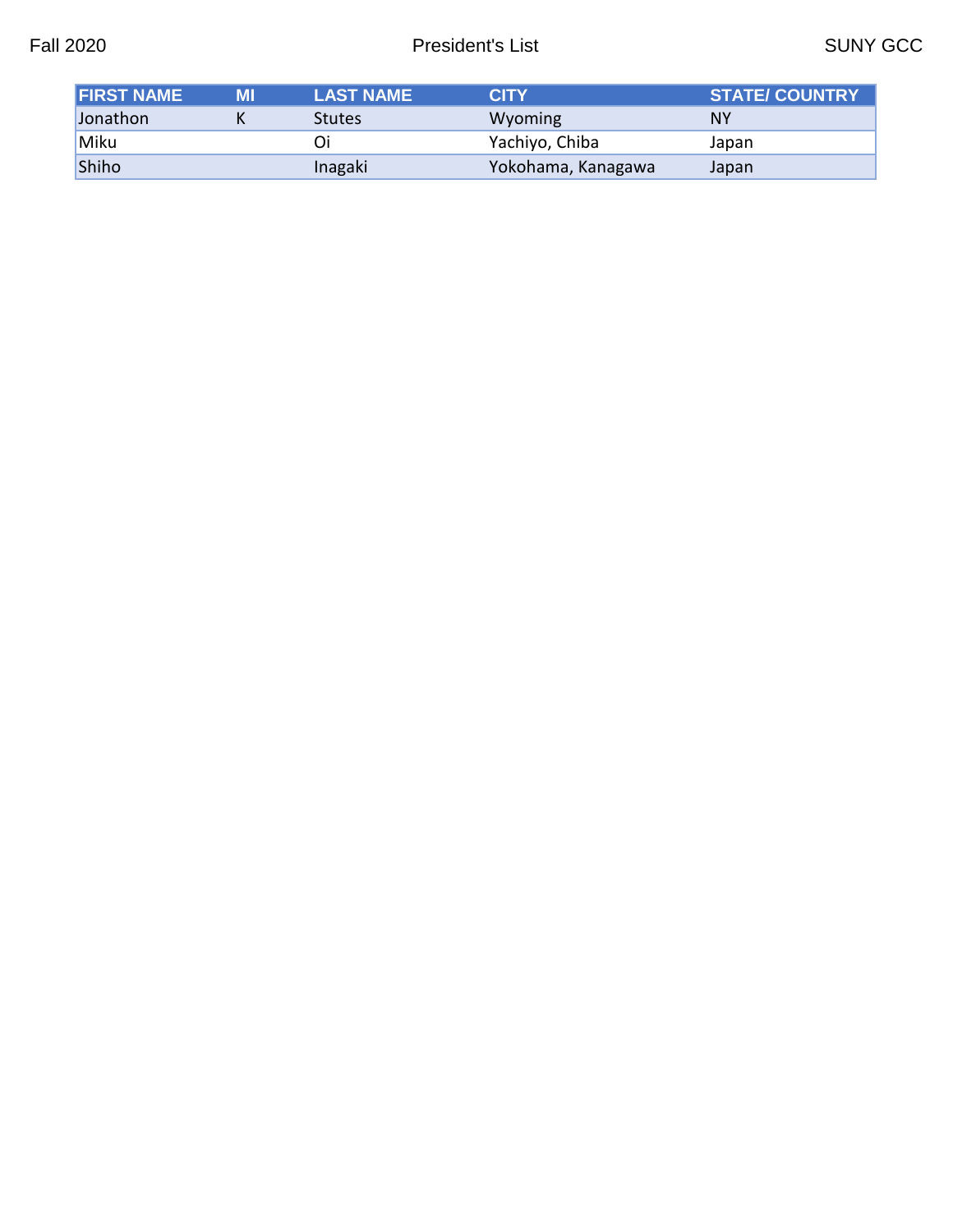| FIRST NAME | MI | LAST NAME | CITY | STATE/ COUNTRY |
|---|---|---|---|---|
| Jonathon | K | Stutes | Wyoming | NY |
| Miku | | Oi | Yachiyo, Chiba | Japan |
| Shiho | | Inagaki | Yokohama, Kanagawa | Japan |